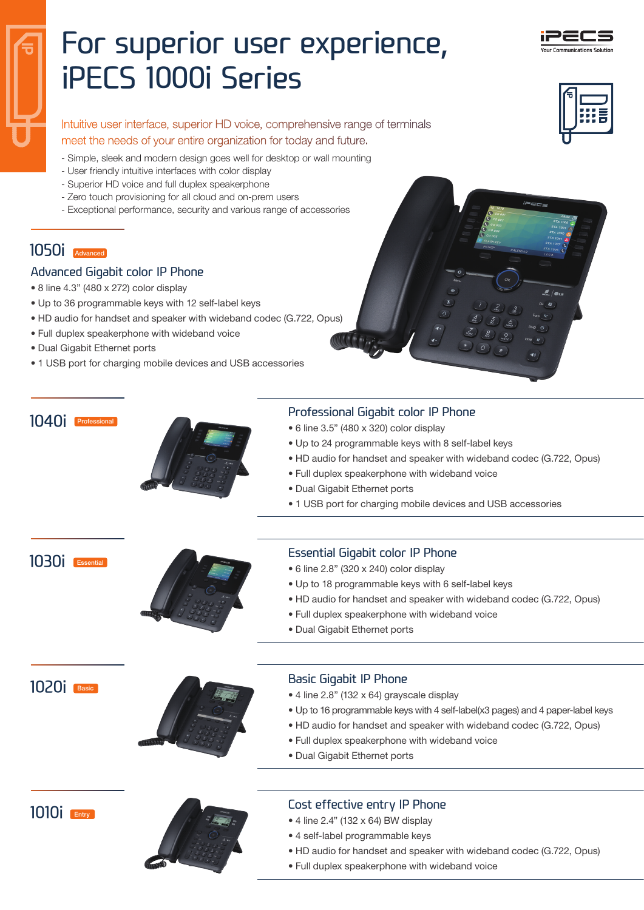# For superior user experience, iPECS 1000i Series

iPECS
Your Communications Solution

Intuitive user interface, superior HD voice, comprehensive range of terminals meet the needs of your entire organization for today and future.

- Simple, sleek and modern design goes well for desktop or wall mounting
- User friendly intuitive interfaces with color display
- Superior HD voice and full duplex speakerphone
- Zero touch provisioning for all cloud and on-prem users
- Exceptional performance, security and various range of accessories

## 1050i Advanced

### Advanced Gigabit color IP Phone

- 8 line 4.3" (480 x 272) color display
- Up to 36 programmable keys with 12 self-label keys
- HD audio for handset and speaker with wideband codec (G.722, Opus)
- Full duplex speakerphone with wideband voice
- Dual Gigabit Ethernet ports
- 1 USB port for charging mobile devices and USB accessories

## 1040i Professional

### Professional Gigabit color IP Phone

- 6 line 3.5" (480 x 320) color display
- Up to 24 programmable keys with 8 self-label keys
- HD audio for handset and speaker with wideband codec (G.722, Opus)
- Full duplex speakerphone with wideband voice
- Dual Gigabit Ethernet ports
- 1 USB port for charging mobile devices and USB accessories

## 1030i Essential

### Essential Gigabit color IP Phone

- 6 line 2.8" (320 x 240) color display
- Up to 18 programmable keys with 6 self-label keys
- HD audio for handset and speaker with wideband codec (G.722, Opus)
- Full duplex speakerphone with wideband voice
- Dual Gigabit Ethernet ports

## 1020i Basic

### Basic Gigabit IP Phone

- 4 line 2.8" (132 x 64) grayscale display
- Up to 16 programmable keys with 4 self-label(x3 pages) and 4 paper-label keys
- HD audio for handset and speaker with wideband codec (G.722, Opus)
- Full duplex speakerphone with wideband voice
- Dual Gigabit Ethernet ports

## 1010i Entry

### Cost effective entry IP Phone

- 4 line 2.4" (132 x 64) BW display
- 4 self-label programmable keys
- HD audio for handset and speaker with wideband codec (G.722, Opus)
- Full duplex speakerphone with wideband voice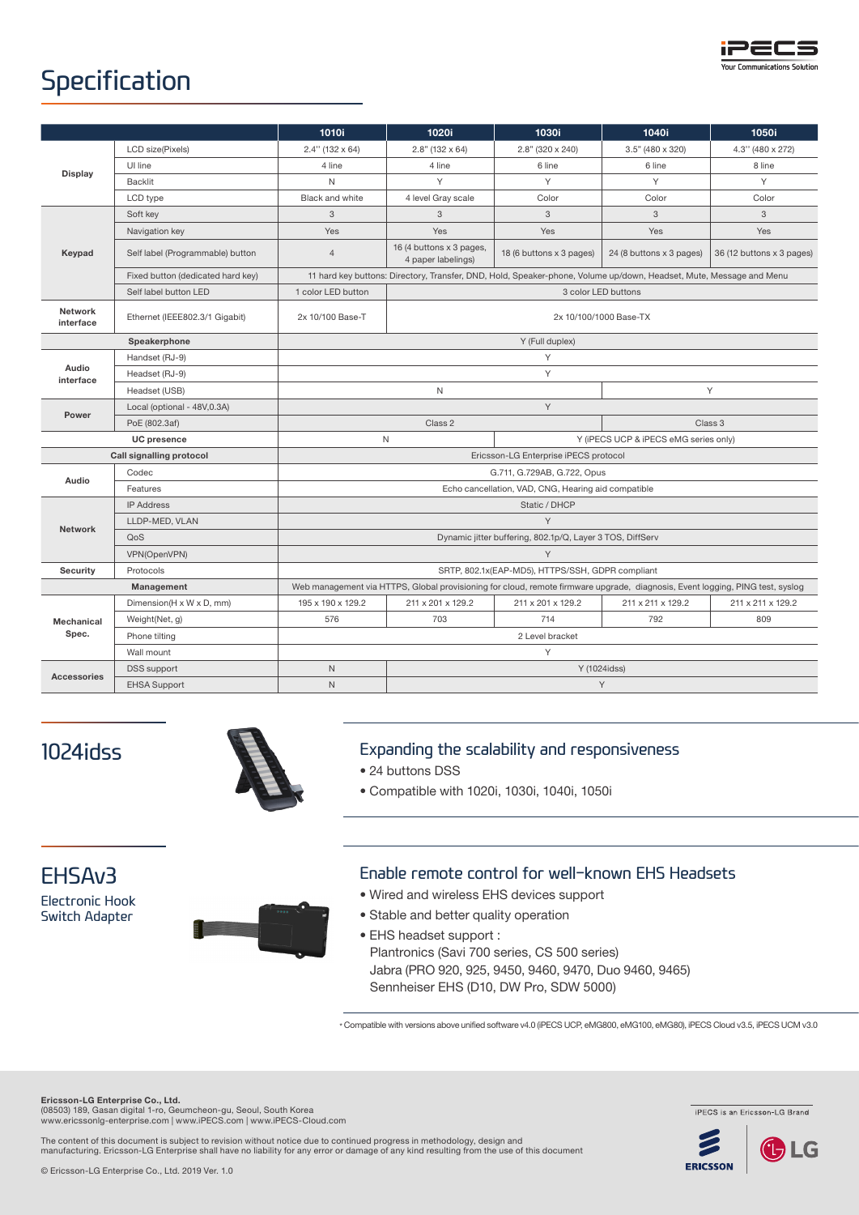# Specification

| | | 1010i | 1020i | 1030i | 1040i | 1050i |
|---|---|---|---|---|---|---|
| Display | LCD size(Pixels) | 2.4" (132 x 64) | 2.8" (132 x 64) | 2.8" (320 x 240) | 3.5" (480 x 320) | 4.3" (480 x 272) |
| | UI line | 4 line | 4 line | 6 line | 6 line | 8 line |
| | Backlit | N | Y | Y | Y | Y |
| | LCD type | Black and white | 4 level Gray scale | Color | Color | Color |
| Keypad | Soft key | 3 | 3 | 3 | 3 | 3 |
| | Navigation key | Yes | Yes | Yes | Yes | Yes |
| | Self label (Programmable) button | 4 | 16 (4 buttons x 3 pages, 4 paper labelings) | 18 (6 buttons x 3 pages) | 24 (8 buttons x 3 pages) | 36 (12 buttons x 3 pages) |
| | Fixed button (dedicated hard key) | 11 hard key buttons: Directory, Transfer, DND, Hold, Speaker-phone, Volume up/down, Headset, Mute, Message and Menu | | | | |
| | Self label button LED | 1 color LED button | 3 color LED buttons | | | |
| Network interface | Ethernet (IEEE802.3/1 Gigabit) | 2x 10/100 Base-T | 2x 10/100/1000 Base-TX | | | |
| Speakerphone | | Y (Full duplex) | | | | |
| Audio interface | Handset (RJ-9) | Y | | | | |
| | Headset (RJ-9) | Y | | | | |
| | Headset (USB) | N | | | Y | |
| Power | Local (optional - 48V,0.3A) | Y | | | | |
| | PoE (802.3af) | Class 2 | | | Class 3 | |
| UC presence | | N | | Y (iPECS UCP & iPECS eMG series only) | | |
| Call signalling protocol | | Ericsson-LG Enterprise iPECS protocol | | | | |
| Audio | Codec | G.711, G.729AB, G.722, Opus | | | | |
| | Features | Echo cancellation, VAD, CNG, Hearing aid compatible | | | | |
| Network | IP Address | Static / DHCP | | | | |
| | LLDP-MED, VLAN | Y | | | | |
| | QoS | Dynamic jitter buffering, 802.1p/Q, Layer 3 TOS, DiffServ | | | | |
| | VPN(OpenVPN) | Y | | | | |
| Security | Protocols | SRTP, 802.1x(EAP-MD5), HTTPS/SSH, GDPR compliant | | | | |
| Management | | Web management via HTTPS, Global provisioning for cloud, remote firmware upgrade, diagnosis, Event logging, PING test, syslog | | | | |
| Mechanical Spec. | Dimension(H x W x D, mm) | 195 x 190 x 129.2 | 211 x 201 x 129.2 | 211 x 201 x 129.2 | 211 x 211 x 129.2 | 211 x 211 x 129.2 |
| | Weight(Net, g) | 576 | 703 | 714 | 792 | 809 |
| | Phone tilting | 2 Level bracket | | | | |
| | Wall mount | Y | | | | |
| Accessories | DSS support | N | Y (1024idss) | | | |
| | EHSA Support | N | Y | | | |

## 1024idss

### Expanding the scalability and responsiveness

- 24 buttons DSS
- Compatible with 1020i, 1030i, 1040i, 1050i

## EHSAv3

Electronic Hook Switch Adapter

### Enable remote control for well-known EHS Headsets

- Wired and wireless EHS devices support
- Stable and better quality operation
- EHS headset support :
  Plantronics (Savi 700 series, CS 500 series)
  Jabra (PRO 920, 925, 9450, 9460, 9470, Duo 9460, 9465)
  Sennheiser EHS (D10, DW Pro, SDW 5000)

* Compatible with versions above unified software v4.0 (iPECS UCP, eMG800, eMG100, eMG80), iPECS Cloud v3.5, iPECS UCM v3.0

**Ericsson-LG Enterprise Co., Ltd.**
(08503) 189, Gasan digital 1-ro, Geumcheon-gu, Seoul, South Korea
www.ericssonlg-enterprise.com | www.iPECS.com | www.iPECS-Cloud.com

The content of this document is subject to revision without notice due to continued progress in methodology, design and manufacturing. Ericsson-LG Enterprise shall have no liability for any error or damage of any kind resulting from the use of this document

© Ericsson-LG Enterprise Co., Ltd. 2019 Ver. 1.0

iPECS is an Ericsson-LG Brand